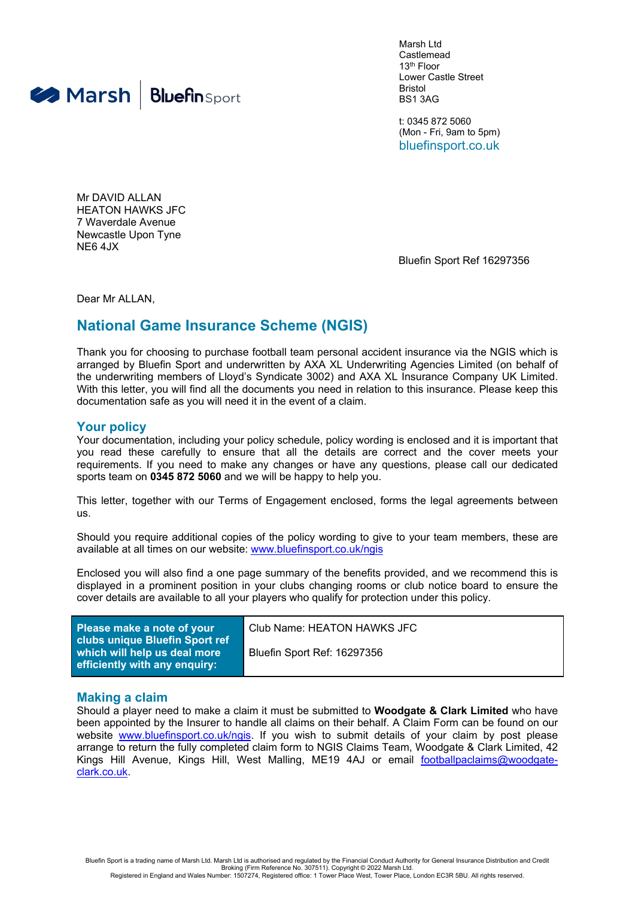Marsh | Bluefin Sport

Marsh Ltd
Castlemead
13th Floor
Lower Castle Street
Bristol
BS1 3AG

t: 0345 872 5060
(Mon - Fri, 9am to 5pm)
bluefinsport.co.uk

Mr DAVID ALLAN
HEATON HAWKS JFC
7 Waverdale Avenue
Newcastle Upon Tyne
NE6 4JX

Bluefin Sport Ref 16297356

Dear Mr ALLAN,

## National Game Insurance Scheme (NGIS)

Thank you for choosing to purchase football team personal accident insurance via the NGIS which is arranged by Bluefin Sport and underwritten by AXA XL Underwriting Agencies Limited (on behalf of the underwriting members of Lloyd's Syndicate 3002) and AXA XL Insurance Company UK Limited. With this letter, you will find all the documents you need in relation to this insurance. Please keep this documentation safe as you will need it in the event of a claim.

### Your policy

Your documentation, including your policy schedule, policy wording is enclosed and it is important that you read these carefully to ensure that all the details are correct and the cover meets your requirements. If you need to make any changes or have any questions, please call our dedicated sports team on **0345 872 5060** and we will be happy to help you.

This letter, together with our Terms of Engagement enclosed, forms the legal agreements between us.

Should you require additional copies of the policy wording to give to your team members, these are available at all times on our website: www.bluefinsport.co.uk/ngis

Enclosed you will also find a one page summary of the benefits provided, and we recommend this is displayed in a prominent position in your clubs changing rooms or club notice board to ensure the cover details are available to all your players who qualify for protection under this policy.

| | |
|---|---|
| **Please make a note of your clubs unique Bluefin Sport ref which will help us deal more efficiently with any enquiry:** | Club Name: HEATON HAWKS JFC<br><br>Bluefin Sport Ref: 16297356 |

### Making a claim

Should a player need to make a claim it must be submitted to **Woodgate & Clark Limited** who have been appointed by the Insurer to handle all claims on their behalf. A Claim Form can be found on our website www.bluefinsport.co.uk/ngis. If you wish to submit details of your claim by post please arrange to return the fully completed claim form to NGIS Claims Team, Woodgate & Clark Limited, 42 Kings Hill Avenue, Kings Hill, West Malling, ME19 4AJ or email footballpaclaims@woodgate-clark.co.uk.

Bluefin Sport is a trading name of Marsh Ltd. Marsh Ltd is authorised and regulated by the Financial Conduct Authority for General Insurance Distribution and Credit Broking (Firm Reference No. 307511). Copyright © 2022 Marsh Ltd.
Registered in England and Wales Number: 1507274, Registered office: 1 Tower Place West, Tower Place, London EC3R 5BU. All rights reserved.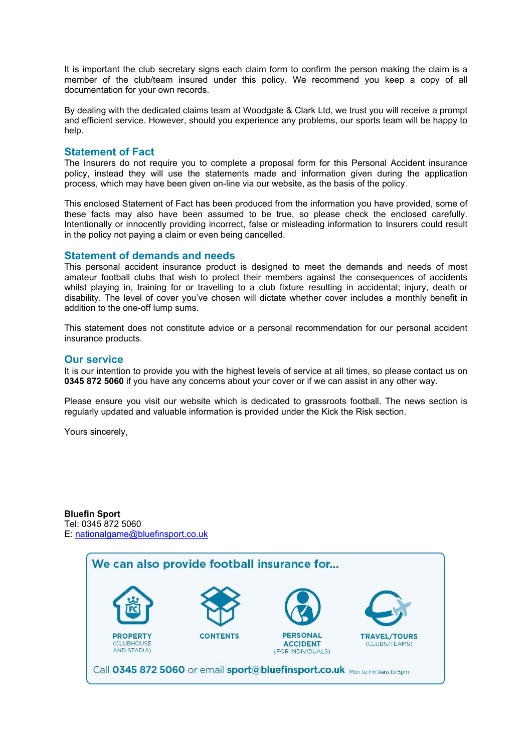It is important the club secretary signs each claim form to confirm the person making the claim is a member of the club/team insured under this policy. We recommend you keep a copy of all documentation for your own records.

By dealing with the dedicated claims team at Woodgate & Clark Ltd, we trust you will receive a prompt and efficient service. However, should you experience any problems, our sports team will be happy to help.

## Statement of Fact

The Insurers do not require you to complete a proposal form for this Personal Accident insurance policy, instead they will use the statements made and information given during the application process, which may have been given on-line via our website, as the basis of the policy.

This enclosed Statement of Fact has been produced from the information you have provided, some of these facts may also have been assumed to be true, so please check the enclosed carefully. Intentionally or innocently providing incorrect, false or misleading information to Insurers could result in the policy not paying a claim or even being cancelled.

## Statement of demands and needs

This personal accident insurance product is designed to meet the demands and needs of most amateur football clubs that wish to protect their members against the consequences of accidents whilst playing in, training for or travelling to a club fixture resulting in accidental; injury, death or disability. The level of cover you've chosen will dictate whether cover includes a monthly benefit in addition to the one-off lump sums.

This statement does not constitute advice or a personal recommendation for our personal accident insurance products.

## Our service

It is our intention to provide you with the highest levels of service at all times, so please contact us on **0345 872 5060** if you have any concerns about your cover or if we can assist in any other way.

Please ensure you visit our website which is dedicated to grassroots football. The news section is regularly updated and valuable information is provided under the Kick the Risk section.

Yours sincerely,

**Bluefin Sport**
Tel: 0345 872 5060
E: nationalgame@bluefinsport.co.uk

## We can also provide football insurance for...

- **PROPERTY** (CLUBHOUSE AND STADIA)
- **CONTENTS**
- **PERSONAL ACCIDENT** (FOR INDIVIDUALS)
- **TRAVEL/TOURS** (CLUBS/TEAMS)

Call **0345 872 5060** or email **sport@bluefinsport.co.uk** Mon to Fri 9am to 5pm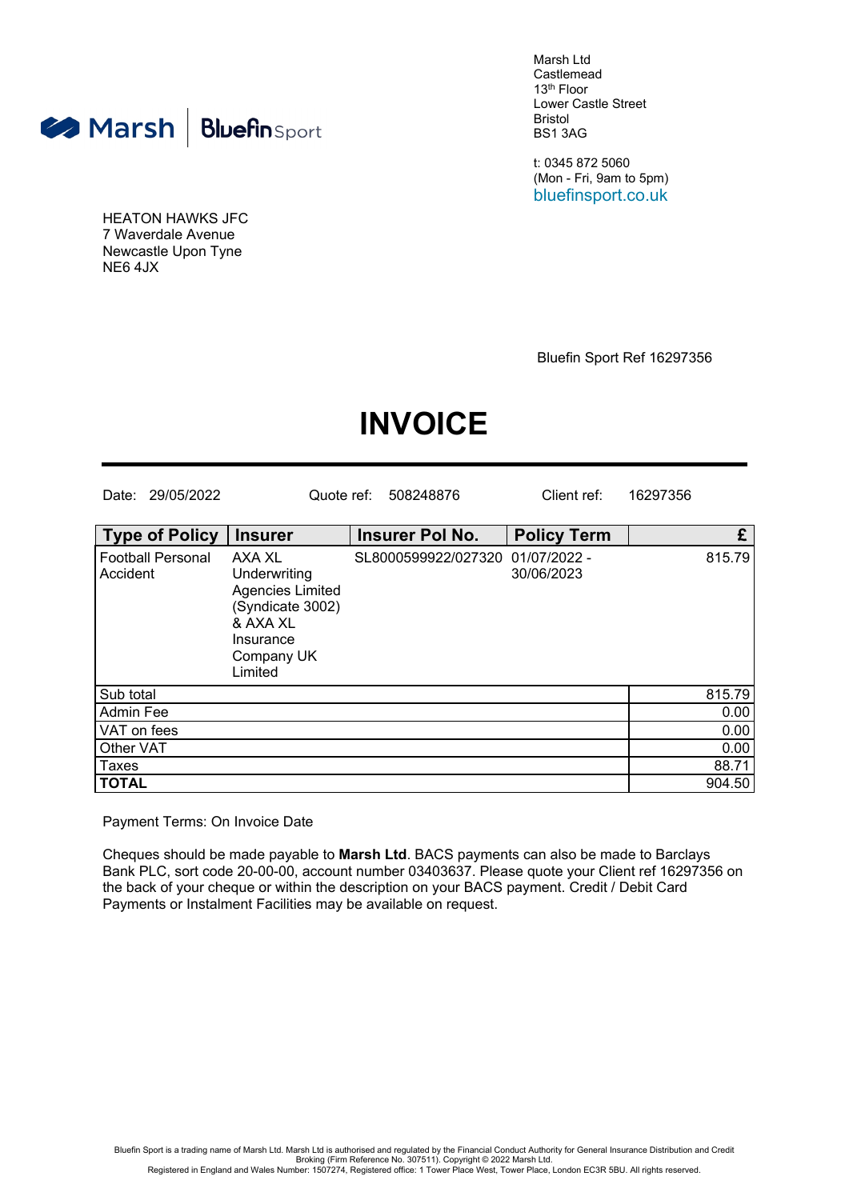Marsh | BluefinSport

Marsh Ltd
Castlemead
13th Floor
Lower Castle Street
Bristol
BS1 3AG

t: 0345 872 5060
(Mon - Fri, 9am to 5pm)
bluefinsport.co.uk

HEATON HAWKS JFC
7 Waverdale Avenue
Newcastle Upon Tyne
NE6 4JX

Bluefin Sport Ref 16297356

# INVOICE

Date: 29/05/2022 | Quote ref: 508248876 | Client ref: 16297356

| Type of Policy | Insurer | Insurer Pol No. | Policy Term | £ |
|---|---|---|---|---|
| Football Personal Accident | AXA XL Underwriting Agencies Limited (Syndicate 3002) & AXA XL Insurance Company UK Limited | SL8000599922/027320 | 01/07/2022 - 30/06/2023 | 815.79 |
| Sub total | | | | 815.79 |
| Admin Fee | | | | 0.00 |
| VAT on fees | | | | 0.00 |
| Other VAT | | | | 0.00 |
| Taxes | | | | 88.71 |
| **TOTAL** | | | | 904.50 |

Payment Terms: On Invoice Date

Cheques should be made payable to **Marsh Ltd**. BACS payments can also be made to Barclays Bank PLC, sort code 20-00-00, account number 03403637. Please quote your Client ref 16297356 on the back of your cheque or within the description on your BACS payment. Credit / Debit Card Payments or Instalment Facilities may be available on request.

Bluefin Sport is a trading name of Marsh Ltd. Marsh Ltd is authorised and regulated by the Financial Conduct Authority for General Insurance Distribution and Credit Broking (Firm Reference No. 307511). Copyright © 2022 Marsh Ltd.
Registered in England and Wales Number: 1507274, Registered office: 1 Tower Place West, Tower Place, London EC3R 5BU. All rights reserved.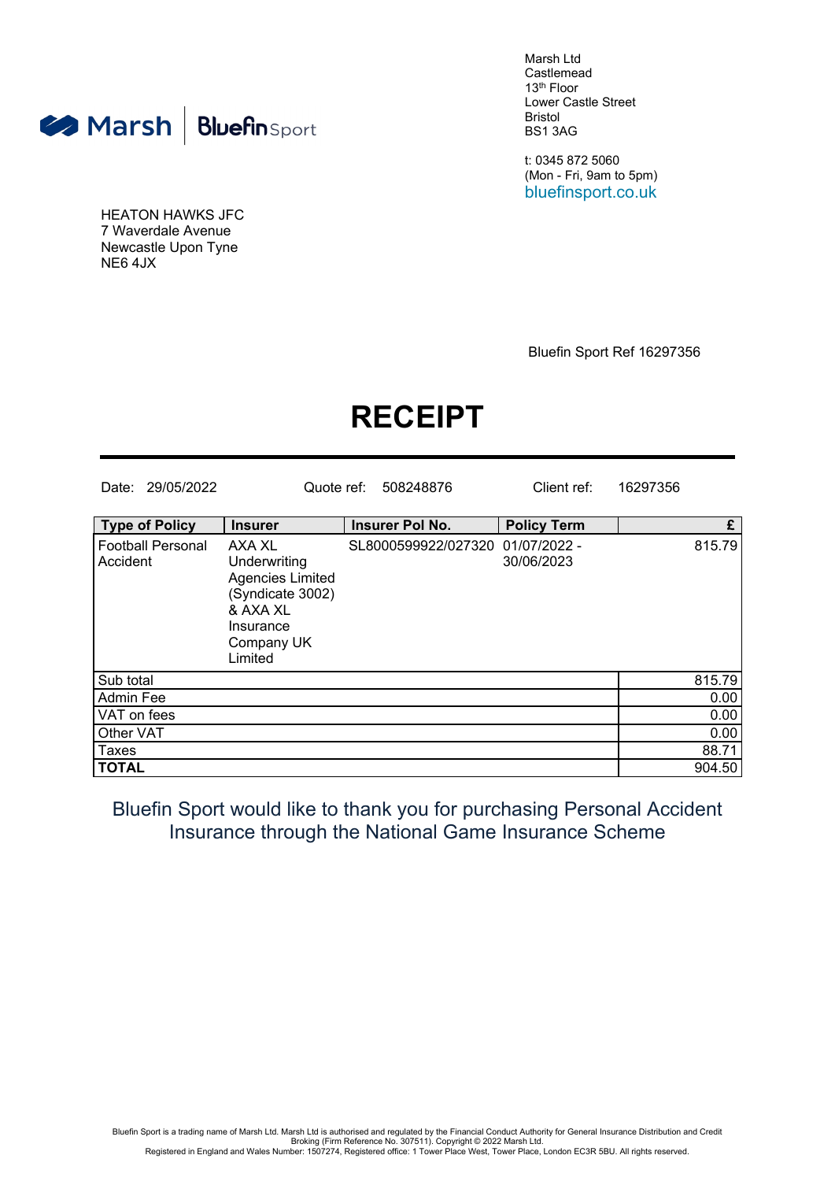Marsh | Bluefin Sport

Marsh Ltd
Castlemead
13th Floor
Lower Castle Street
Bristol
BS1 3AG

t: 0345 872 5060
(Mon - Fri, 9am to 5pm)
bluefinsport.co.uk

HEATON HAWKS JFC
7 Waverdale Avenue
Newcastle Upon Tyne
NE6 4JX

Bluefin Sport Ref 16297356

# RECEIPT

Date: 29/05/2022 Quote ref: 508248876 Client ref: 16297356

| Type of Policy | Insurer | Insurer Pol No. | Policy Term | £ |
|---|---|---|---|---|
| Football Personal Accident | AXA XL Underwriting Agencies Limited (Syndicate 3002) & AXA XL Insurance Company UK Limited | SL8000599922/027320 | 01/07/2022 - 30/06/2023 | 815.79 |
| Sub total | | | | 815.79 |
| Admin Fee | | | | 0.00 |
| VAT on fees | | | | 0.00 |
| Other VAT | | | | 0.00 |
| Taxes | | | | 88.71 |
| **TOTAL** | | | | 904.50 |

Bluefin Sport would like to thank you for purchasing Personal Accident Insurance through the National Game Insurance Scheme

Bluefin Sport is a trading name of Marsh Ltd. Marsh Ltd is authorised and regulated by the Financial Conduct Authority for General Insurance Distribution and Credit Broking (Firm Reference No. 307511). Copyright © 2022 Marsh Ltd.
Registered in England and Wales Number: 1507274, Registered office: 1 Tower Place West, Tower Place, London EC3R 5BU. All rights reserved.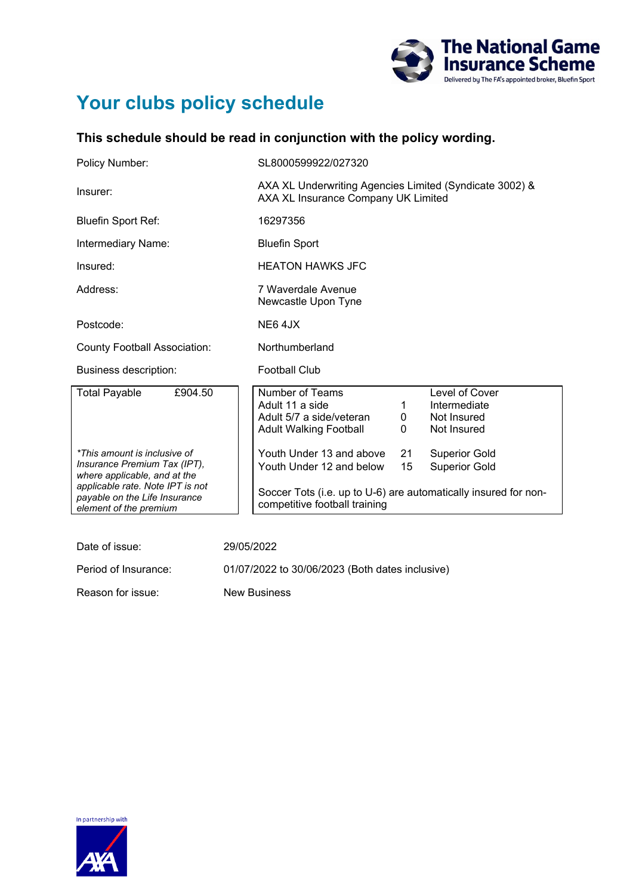# Your clubs policy schedule

**This schedule should be read in conjunction with the policy wording.**

| | |
|---|---|
| Policy Number: | SL8000599922/027320 |
| Insurer: | AXA XL Underwriting Agencies Limited (Syndicate 3002) & AXA XL Insurance Company UK Limited |
| Bluefin Sport Ref: | 16297356 |
| Intermediary Name: | Bluefin Sport |
| Insured: | HEATON HAWKS JFC |
| Address: | 7 Waverdale Avenue<br>Newcastle Upon Tyne |
| Postcode: | NE6 4JX |
| County Football Association: | Northumberland |
| Business description: | Football Club |

Total Payable £904.50

*\*This amount is inclusive of Insurance Premium Tax (IPT), where applicable, and at the applicable rate. Note IPT is not payable on the Life Insurance element of the premium*

| Number of Teams | | Level of Cover |
|---|---|---|
| Adult 11 a side | 1 | Intermediate |
| Adult 5/7 a side/veteran | 0 | Not Insured |
| Adult Walking Football | 0 | Not Insured |
| Youth Under 13 and above | 21 | Superior Gold |
| Youth Under 12 and below | 15 | Superior Gold |

Soccer Tots (i.e. up to U-6) are automatically insured for non-competitive football training

| | |
|---|---|
| Date of issue: | 29/05/2022 |
| Period of Insurance: | 01/07/2022 to 30/06/2023 (Both dates inclusive) |
| Reason for issue: | New Business |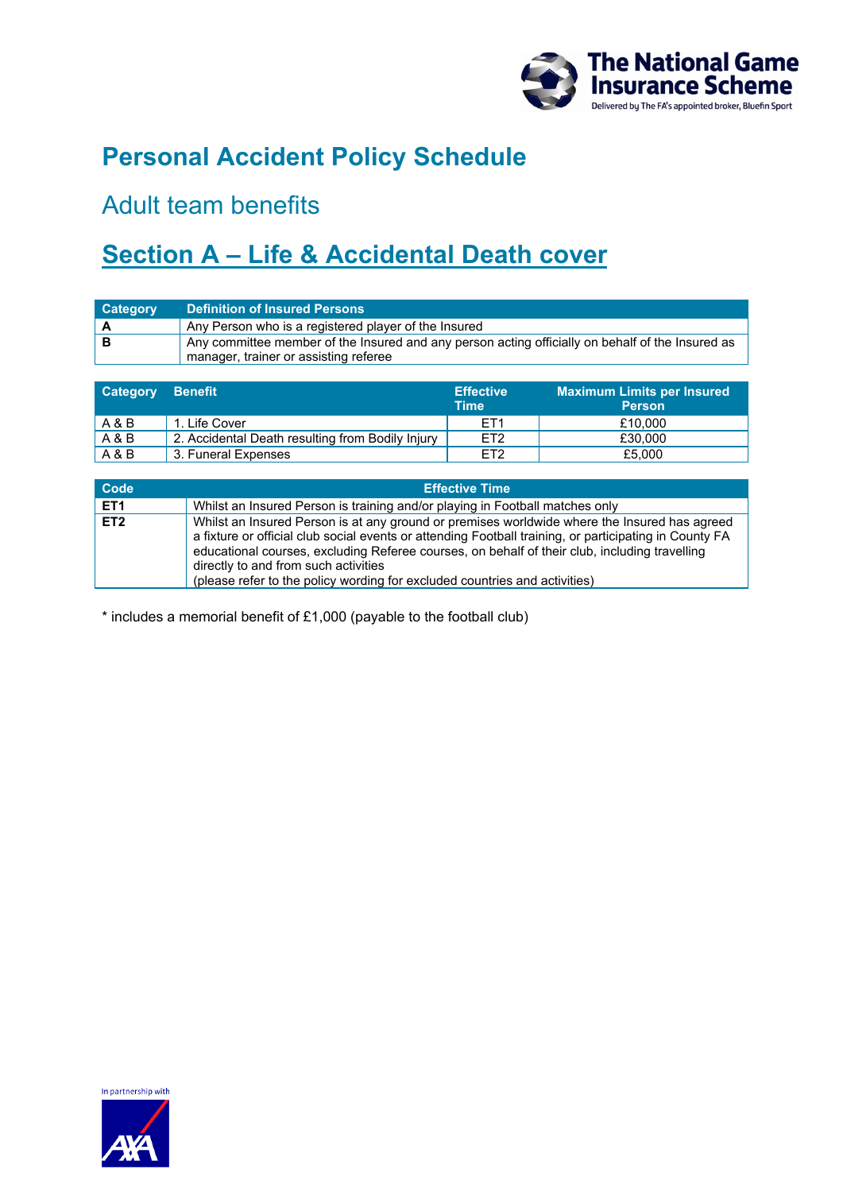# Personal Accident Policy Schedule

## Adult team benefits

## Section A – Life & Accidental Death cover

| Category | Definition of Insured Persons |
|---|---|
| **A** | Any Person who is a registered player of the Insured |
| **B** | Any committee member of the Insured and any person acting officially on behalf of the Insured as manager, trainer or assisting referee |

| Category | Benefit | Effective Time | Maximum Limits per Insured Person |
|---|---|---|---|
| A & B | 1. Life Cover | ET1 | £10,000 |
| A & B | 2. Accidental Death resulting from Bodily Injury | ET2 | £30,000 |
| A & B | 3. Funeral Expenses | ET2 | £5,000 |

| Code | Effective Time |
|---|---|
| **ET1** | Whilst an Insured Person is training and/or playing in Football matches only |
| **ET2** | Whilst an Insured Person is at any ground or premises worldwide where the Insured has agreed a fixture or official club social events or attending Football training, or participating in County FA educational courses, excluding Referee courses, on behalf of their club, including travelling directly to and from such activities<br>(please refer to the policy wording for excluded countries and activities) |

* includes a memorial benefit of £1,000 (payable to the football club)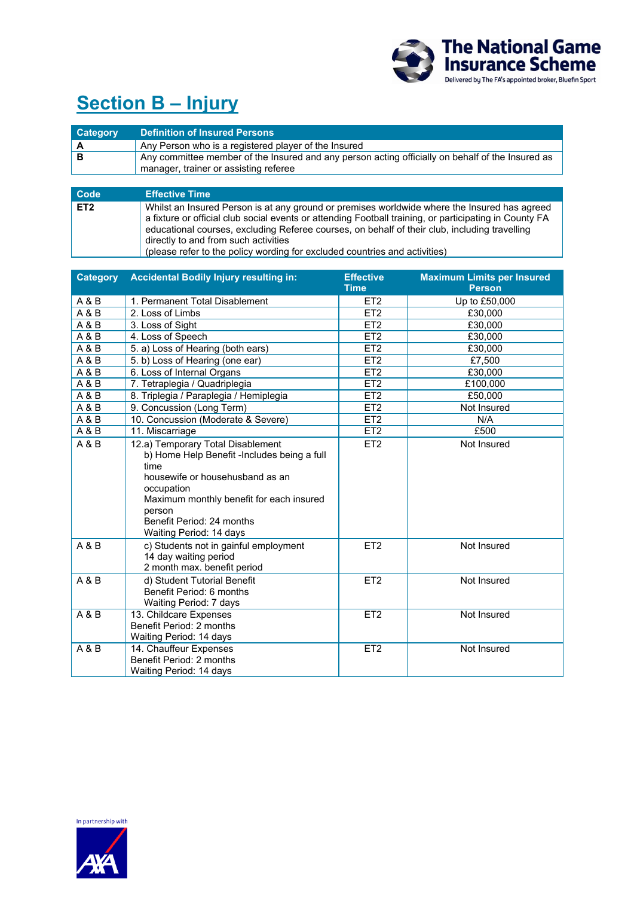## Section B – Injury

| Category | Definition of Insured Persons |
|---|---|
| A | Any Person who is a registered player of the Insured |
| B | Any committee member of the Insured and any person acting officially on behalf of the Insured as manager, trainer or assisting referee |

| Code | Effective Time |
|---|---|
| ET2 | Whilst an Insured Person is at any ground or premises worldwide where the Insured has agreed a fixture or official club social events or attending Football training, or participating in County FA educational courses, excluding Referee courses, on behalf of their club, including travelling directly to and from such activities (please refer to the policy wording for excluded countries and activities) |

| Category | Accidental Bodily Injury resulting in: | Effective Time | Maximum Limits per Insured Person |
|---|---|---|---|
| A & B | 1. Permanent Total Disablement | ET2 | Up to £50,000 |
| A & B | 2. Loss of Limbs | ET2 | £30,000 |
| A & B | 3. Loss of Sight | ET2 | £30,000 |
| A & B | 4. Loss of Speech | ET2 | £30,000 |
| A & B | 5. a) Loss of Hearing (both ears) | ET2 | £30,000 |
| A & B | 5. b) Loss of Hearing (one ear) | ET2 | £7,500 |
| A & B | 6. Loss of Internal Organs | ET2 | £30,000 |
| A & B | 7. Tetraplegia / Quadriplegia | ET2 | £100,000 |
| A & B | 8. Triplegia / Paraplegia / Hemiplegia | ET2 | £50,000 |
| A & B | 9. Concussion (Long Term) | ET2 | Not Insured |
| A & B | 10. Concussion (Moderate & Severe) | ET2 | N/A |
| A & B | 11. Miscarriage | ET2 | £500 |
| A & B | 12.a) Temporary Total Disablement<br>b) Home Help Benefit -Includes being a full time housewife or househusband as an occupation<br>Maximum monthly benefit for each insured person<br>Benefit Period: 24 months<br>Waiting Period: 14 days | ET2 | Not Insured |
| A & B | c) Students not in gainful employment<br>14 day waiting period<br>2 month max. benefit period | ET2 | Not Insured |
| A & B | d) Student Tutorial Benefit<br>Benefit Period: 6 months<br>Waiting Period: 7 days | ET2 | Not Insured |
| A & B | 13. Childcare Expenses<br>Benefit Period: 2 months<br>Waiting Period: 14 days | ET2 | Not Insured |
| A & B | 14. Chauffeur Expenses<br>Benefit Period: 2 months<br>Waiting Period: 14 days | ET2 | Not Insured |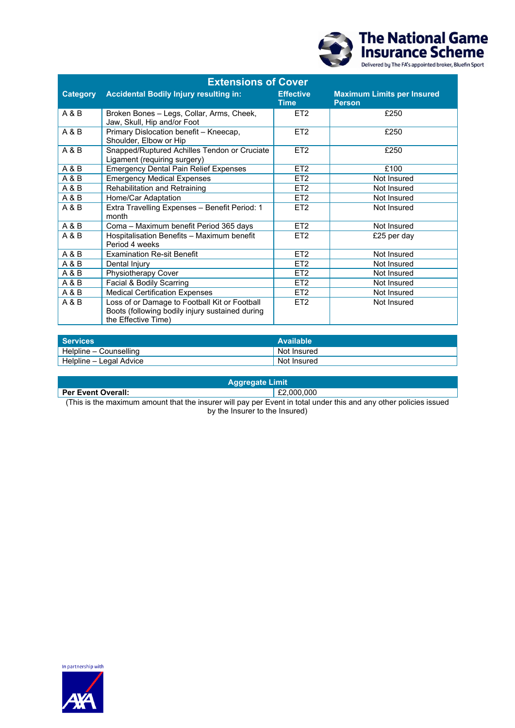| Extensions of Cover | | | |
|---|---|---|---|
| **Category** | **Accidental Bodily Injury resulting in:** | **Effective Time** | **Maximum Limits per Insured Person** |
| A & B | Broken Bones – Legs, Collar, Arms, Cheek, Jaw, Skull, Hip and/or Foot | ET2 | £250 |
| A & B | Primary Dislocation benefit – Kneecap, Shoulder, Elbow or Hip | ET2 | £250 |
| A & B | Snapped/Ruptured Achilles Tendon or Cruciate Ligament (requiring surgery) | ET2 | £250 |
| A & B | Emergency Dental Pain Relief Expenses | ET2 | £100 |
| A & B | Emergency Medical Expenses | ET2 | Not Insured |
| A & B | Rehabilitation and Retraining | ET2 | Not Insured |
| A & B | Home/Car Adaptation | ET2 | Not Insured |
| A & B | Extra Travelling Expenses – Benefit Period: 1 month | ET2 | Not Insured |
| A & B | Coma – Maximum benefit Period 365 days | ET2 | Not Insured |
| A & B | Hospitalisation Benefits – Maximum benefit Period 4 weeks | ET2 | £25 per day |
| A & B | Examination Re-sit Benefit | ET2 | Not Insured |
| A & B | Dental Injury | ET2 | Not Insured |
| A & B | Physiotherapy Cover | ET2 | Not Insured |
| A & B | Facial & Bodily Scarring | ET2 | Not Insured |
| A & B | Medical Certification Expenses | ET2 | Not Insured |
| A & B | Loss of or Damage to Football Kit or Football Boots (following bodily injury sustained during the Effective Time) | ET2 | Not Insured |

| Services | Available |
|---|---|
| Helpline – Counselling | Not Insured |
| Helpline – Legal Advice | Not Insured |

| Aggregate Limit | |
|---|---|
| **Per Event Overall:** | £2,000,000 |

(This is the maximum amount that the insurer will pay per Event in total under this and any other policies issued by the Insurer to the Insured)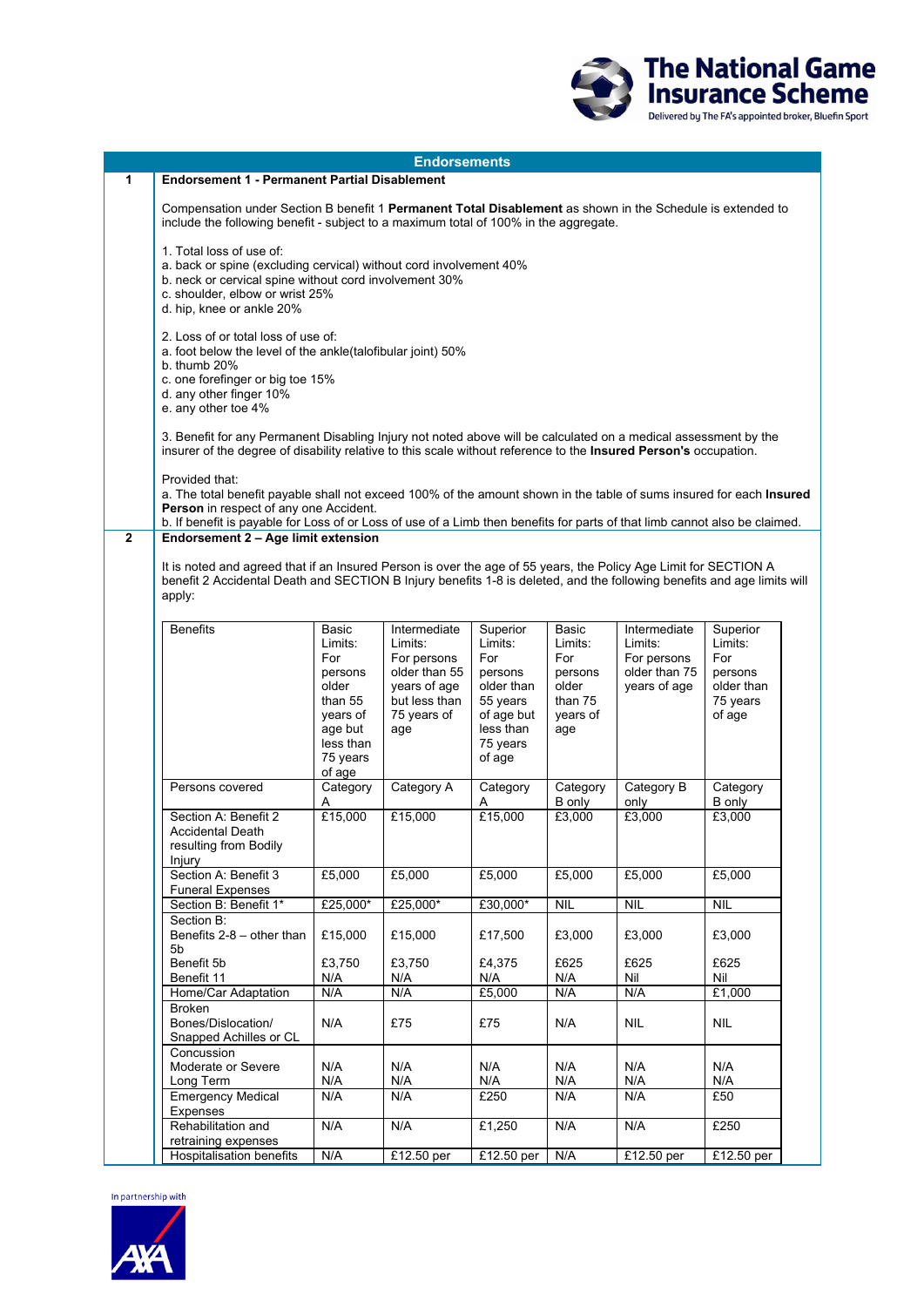## Endorsements

**1 — Endorsement 1 - Permanent Partial Disablement**

Compensation under Section B benefit 1 **Permanent Total Disablement** as shown in the Schedule is extended to include the following benefit - subject to a maximum total of 100% in the aggregate.

1. Total loss of use of:
a. back or spine (excluding cervical) without cord involvement 40%
b. neck or cervical spine without cord involvement 30%
c. shoulder, elbow or wrist 25%
d. hip, knee or ankle 20%

2. Loss of or total loss of use of:
a. foot below the level of the ankle(talofibular joint) 50%
b. thumb 20%
c. one forefinger or big toe 15%
d. any other finger 10%
e. any other toe 4%

3. Benefit for any Permanent Disabling Injury not noted above will be calculated on a medical assessment by the insurer of the degree of disability relative to this scale without reference to the **Insured Person's** occupation.

Provided that:
a. The total benefit payable shall not exceed 100% of the amount shown in the table of sums insured for each **Insured Person** in respect of any one Accident.
b. If benefit is payable for Loss of or Loss of use of a Limb then benefits for parts of that limb cannot also be claimed.

**2 — Endorsement 2 – Age limit extension**

It is noted and agreed that if an Insured Person is over the age of 55 years, the Policy Age Limit for SECTION A benefit 2 Accidental Death and SECTION B Injury benefits 1-8 is deleted, and the following benefits and age limits will apply:

| Benefits | Basic Limits: For persons older than 55 years of age but less than 75 years of age | Intermediate Limits: For persons older than 55 years of age but less than 75 years of age | Superior Limits: For persons older than 55 years of age but less than 75 years of age | Basic Limits: For persons older than 75 years of age | Intermediate Limits: For persons older than 75 years of age | Superior Limits: For persons older than 75 years of age |
|---|---|---|---|---|---|---|
| Persons covered | Category A | Category A | Category A | Category B only | Category B only | Category B only |
| Section A: Benefit 2 Accidental Death resulting from Bodily Injury | £15,000 | £15,000 | £15,000 | £3,000 | £3,000 | £3,000 |
| Section A: Benefit 3 Funeral Expenses | £5,000 | £5,000 | £5,000 | £5,000 | £5,000 | £5,000 |
| Section B: Benefit 1* | £25,000* | £25,000* | £30,000* | NIL | NIL | NIL |
| Section B: Benefits 2-8 – other than 5b | £15,000 | £15,000 | £17,500 | £3,000 | £3,000 | £3,000 |
| Benefit 5b | £3,750 | £3,750 | £4,375 | £625 | £625 | £625 |
| Benefit 11 | N/A | N/A | N/A | N/A | Nil | Nil |
| Home/Car Adaptation | N/A | N/A | £5,000 | N/A | N/A | £1,000 |
| Broken Bones/Dislocation/ Snapped Achilles or CL | N/A | £75 | £75 | N/A | NIL | NIL |
| Concussion Moderate or Severe | N/A | N/A | N/A | N/A | N/A | N/A |
| Long Term | N/A | N/A | N/A | N/A | N/A | N/A |
| Emergency Medical Expenses | N/A | N/A | £250 | N/A | N/A | £50 |
| Rehabilitation and retraining expenses | N/A | N/A | £1,250 | N/A | N/A | £250 |
| Hospitalisation benefits | N/A | £12.50 per | £12.50 per | N/A | £12.50 per | £12.50 per |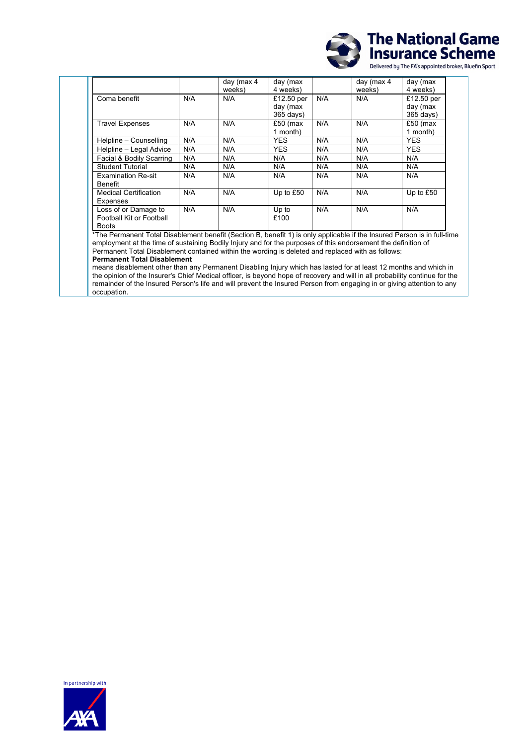| | | | | | | |
|---|---|---|---|---|---|---|
| | | day (max 4 weeks) | day (max 4 weeks) | | day (max 4 weeks) | day (max 4 weeks) |
| Coma benefit | N/A | N/A | £12.50 per day (max 365 days) | N/A | N/A | £12.50 per day (max 365 days) |
| Travel Expenses | N/A | N/A | £50 (max 1 month) | N/A | N/A | £50 (max 1 month) |
| Helpline – Counselling | N/A | N/A | YES | N/A | N/A | YES |
| Helpline – Legal Advice | N/A | N/A | YES | N/A | N/A | YES |
| Facial & Bodily Scarring | N/A | N/A | N/A | N/A | N/A | N/A |
| Student Tutorial | N/A | N/A | N/A | N/A | N/A | N/A |
| Examination Re-sit Benefit | N/A | N/A | N/A | N/A | N/A | N/A |
| Medical Certification Expenses | N/A | N/A | Up to £50 | N/A | N/A | Up to £50 |
| Loss of or Damage to Football Kit or Football Boots | N/A | N/A | Up to £100 | N/A | N/A | N/A |

*The Permanent Total Disablement benefit (Section B, benefit 1) is only applicable if the Insured Person is in full-time employment at the time of sustaining Bodily Injury and for the purposes of this endorsement the definition of Permanent Total Disablement contained within the wording is deleted and replaced with as follows:

**Permanent Total Disablement**

means disablement other than any Permanent Disabling Injury which has lasted for at least 12 months and which in the opinion of the Insurer's Chief Medical officer, is beyond hope of recovery and will in all probability continue for the remainder of the Insured Person's life and will prevent the Insured Person from engaging in or giving attention to any occupation.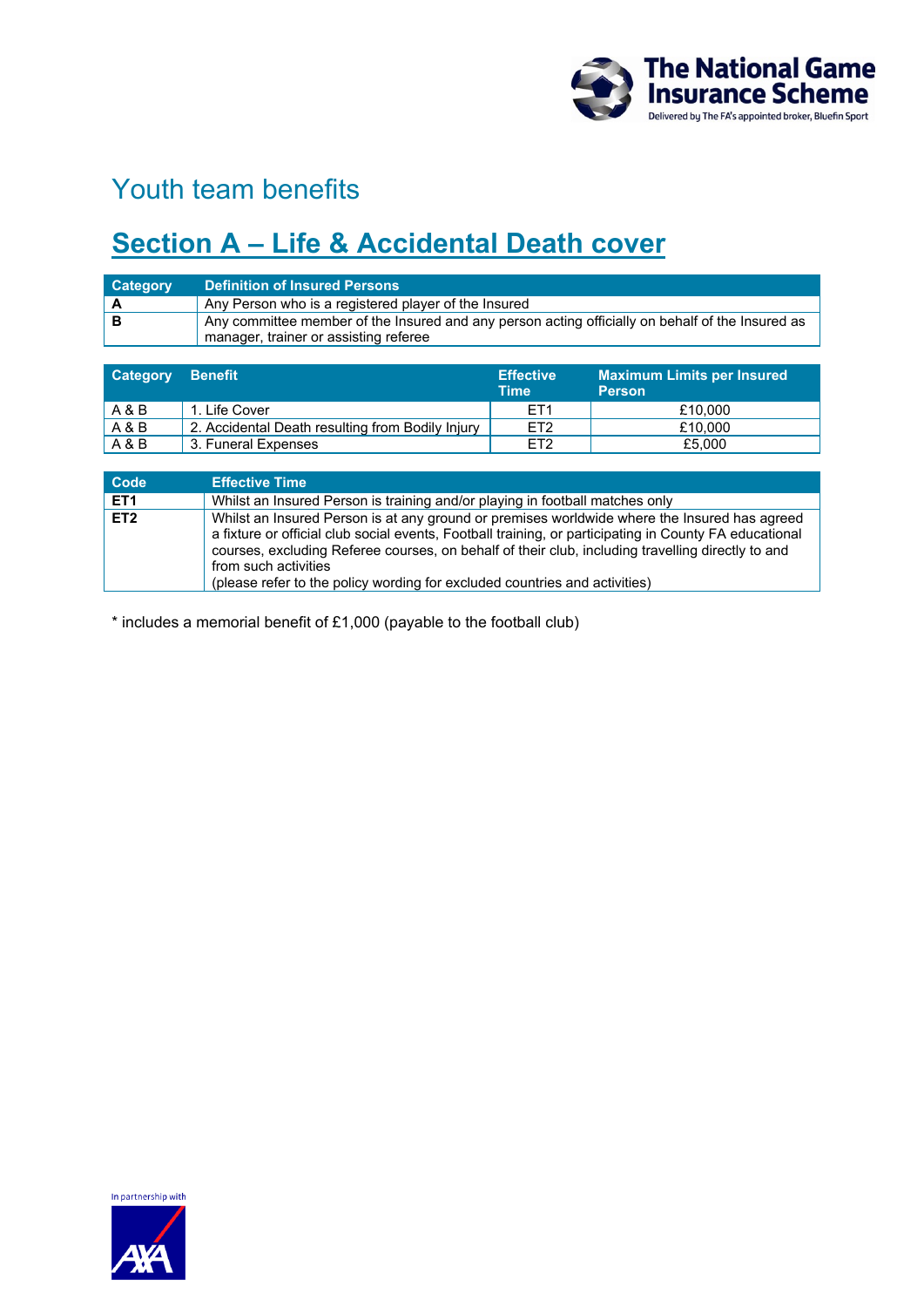# Youth team benefits

## Section A – Life & Accidental Death cover

| Category | Definition of Insured Persons |
|---|---|
| **A** | Any Person who is a registered player of the Insured |
| **B** | Any committee member of the Insured and any person acting officially on behalf of the Insured as manager, trainer or assisting referee |

| Category | Benefit | Effective Time | Maximum Limits per Insured Person |
|---|---|---|---|
| A & B | 1. Life Cover | ET1 | £10,000 |
| A & B | 2. Accidental Death resulting from Bodily Injury | ET2 | £10,000 |
| A & B | 3. Funeral Expenses | ET2 | £5,000 |

| Code | Effective Time |
|---|---|
| **ET1** | Whilst an Insured Person is training and/or playing in football matches only |
| **ET2** | Whilst an Insured Person is at any ground or premises worldwide where the Insured has agreed a fixture or official club social events, Football training, or participating in County FA educational courses, excluding Referee courses, on behalf of their club, including travelling directly to and from such activities<br>(please refer to the policy wording for excluded countries and activities) |

* includes a memorial benefit of £1,000 (payable to the football club)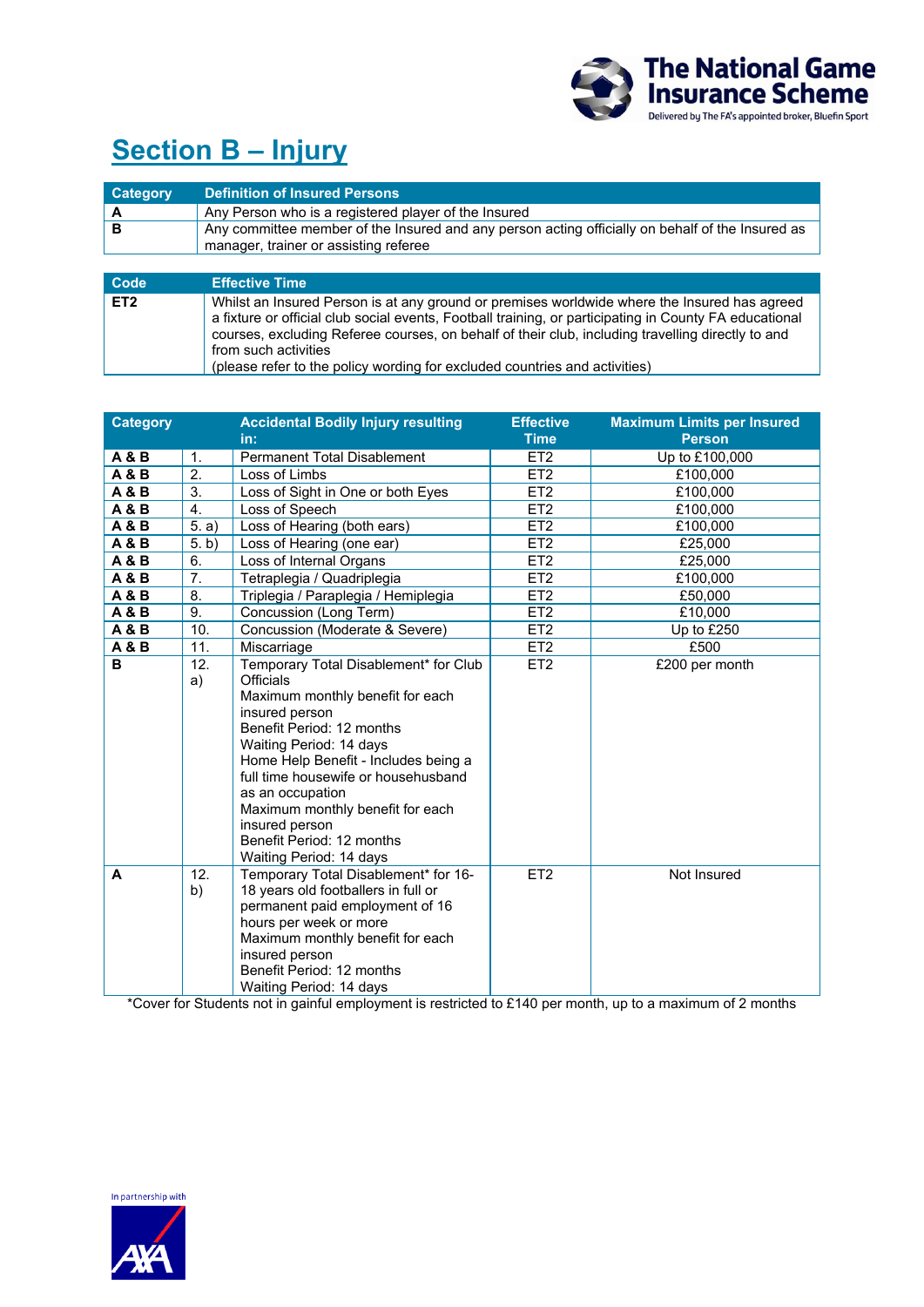## Section B – Injury

| Category | Definition of Insured Persons |
|---|---|
| **A** | Any Person who is a registered player of the Insured |
| **B** | Any committee member of the Insured and any person acting officially on behalf of the Insured as manager, trainer or assisting referee |

| Code | Effective Time |
|---|---|
| **ET2** | Whilst an Insured Person is at any ground or premises worldwide where the Insured has agreed a fixture or official club social events, Football training, or participating in County FA educational courses, excluding Referee courses, on behalf of their club, including travelling directly to and from such activities<br>(please refer to the policy wording for excluded countries and activities) |

| Category | | Accidental Bodily Injury resulting in: | Effective Time | Maximum Limits per Insured Person |
|---|---|---|---|---|
| **A & B** | 1. | Permanent Total Disablement | ET2 | Up to £100,000 |
| **A & B** | 2. | Loss of Limbs | ET2 | £100,000 |
| **A & B** | 3. | Loss of Sight in One or both Eyes | ET2 | £100,000 |
| **A & B** | 4. | Loss of Speech | ET2 | £100,000 |
| **A & B** | 5. a) | Loss of Hearing (both ears) | ET2 | £100,000 |
| **A & B** | 5. b) | Loss of Hearing (one ear) | ET2 | £25,000 |
| **A & B** | 6. | Loss of Internal Organs | ET2 | £25,000 |
| **A & B** | 7. | Tetraplegia / Quadriplegia | ET2 | £100,000 |
| **A & B** | 8. | Triplegia / Paraplegia / Hemiplegia | ET2 | £50,000 |
| **A & B** | 9. | Concussion (Long Term) | ET2 | £10,000 |
| **A & B** | 10. | Concussion (Moderate & Severe) | ET2 | Up to £250 |
| **A & B** | 11. | Miscarriage | ET2 | £500 |
| **B** | 12. a) | Temporary Total Disablement* for Club Officials<br>Maximum monthly benefit for each insured person<br>Benefit Period: 12 months<br>Waiting Period: 14 days<br>Home Help Benefit - Includes being a full time housewife or househusband as an occupation<br>Maximum monthly benefit for each insured person<br>Benefit Period: 12 months<br>Waiting Period: 14 days | ET2 | £200 per month |
| **A** | 12. b) | Temporary Total Disablement* for 16-18 years old footballers in full or permanent paid employment of 16 hours per week or more<br>Maximum monthly benefit for each insured person<br>Benefit Period: 12 months<br>Waiting Period: 14 days | ET2 | Not Insured |

*Cover for Students not in gainful employment is restricted to £140 per month, up to a maximum of 2 months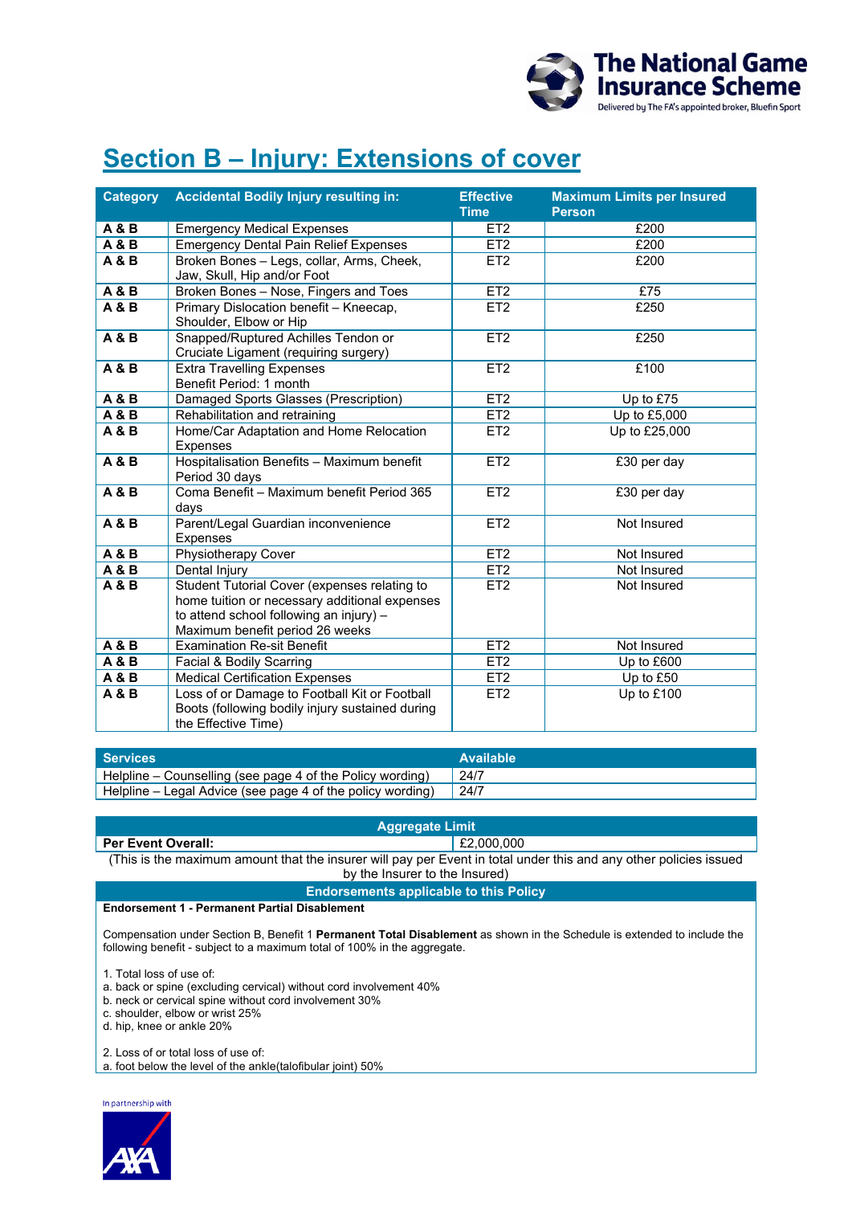## Section B – Injury: Extensions of cover

| Category | Accidental Bodily Injury resulting in: | Effective Time | Maximum Limits per Insured Person |
|---|---|---|---|
| **A & B** | Emergency Medical Expenses | ET2 | £200 |
| **A & B** | Emergency Dental Pain Relief Expenses | ET2 | £200 |
| **A & B** | Broken Bones – Legs, collar, Arms, Cheek, Jaw, Skull, Hip and/or Foot | ET2 | £200 |
| **A & B** | Broken Bones – Nose, Fingers and Toes | ET2 | £75 |
| **A & B** | Primary Dislocation benefit – Kneecap, Shoulder, Elbow or Hip | ET2 | £250 |
| **A & B** | Snapped/Ruptured Achilles Tendon or Cruciate Ligament (requiring surgery) | ET2 | £250 |
| **A & B** | Extra Travelling Expenses Benefit Period: 1 month | ET2 | £100 |
| **A & B** | Damaged Sports Glasses (Prescription) | ET2 | Up to £75 |
| **A & B** | Rehabilitation and retraining | ET2 | Up to £5,000 |
| **A & B** | Home/Car Adaptation and Home Relocation Expenses | ET2 | Up to £25,000 |
| **A & B** | Hospitalisation Benefits – Maximum benefit Period 30 days | ET2 | £30 per day |
| **A & B** | Coma Benefit – Maximum benefit Period 365 days | ET2 | £30 per day |
| **A & B** | Parent/Legal Guardian inconvenience Expenses | ET2 | Not Insured |
| **A & B** | Physiotherapy Cover | ET2 | Not Insured |
| **A & B** | Dental Injury | ET2 | Not Insured |
| **A & B** | Student Tutorial Cover (expenses relating to home tuition or necessary additional expenses to attend school following an injury) – Maximum benefit period 26 weeks | ET2 | Not Insured |
| **A & B** | Examination Re-sit Benefit | ET2 | Not Insured |
| **A & B** | Facial & Bodily Scarring | ET2 | Up to £600 |
| **A & B** | Medical Certification Expenses | ET2 | Up to £50 |
| **A & B** | Loss of or Damage to Football Kit or Football Boots (following bodily injury sustained during the Effective Time) | ET2 | Up to £100 |

| Services | Available |
|---|---|
| Helpline – Counselling (see page 4 of the Policy wording) | 24/7 |
| Helpline – Legal Advice (see page 4 of the policy wording) | 24/7 |

| Aggregate Limit | |
|---|---|
| **Per Event Overall:** | £2,000,000 |

(This is the maximum amount that the insurer will pay per Event in total under this and any other policies issued by the Insurer to the Insured)

**Endorsements applicable to this Policy**

**Endorsement 1 - Permanent Partial Disablement**

Compensation under Section B, Benefit 1 **Permanent Total Disablement** as shown in the Schedule is extended to include the following benefit - subject to a maximum total of 100% in the aggregate.

1. Total loss of use of:
a. back or spine (excluding cervical) without cord involvement 40%
b. neck or cervical spine without cord involvement 30%
c. shoulder, elbow or wrist 25%
d. hip, knee or ankle 20%

2. Loss of or total loss of use of:
a. foot below the level of the ankle(talofibular joint) 50%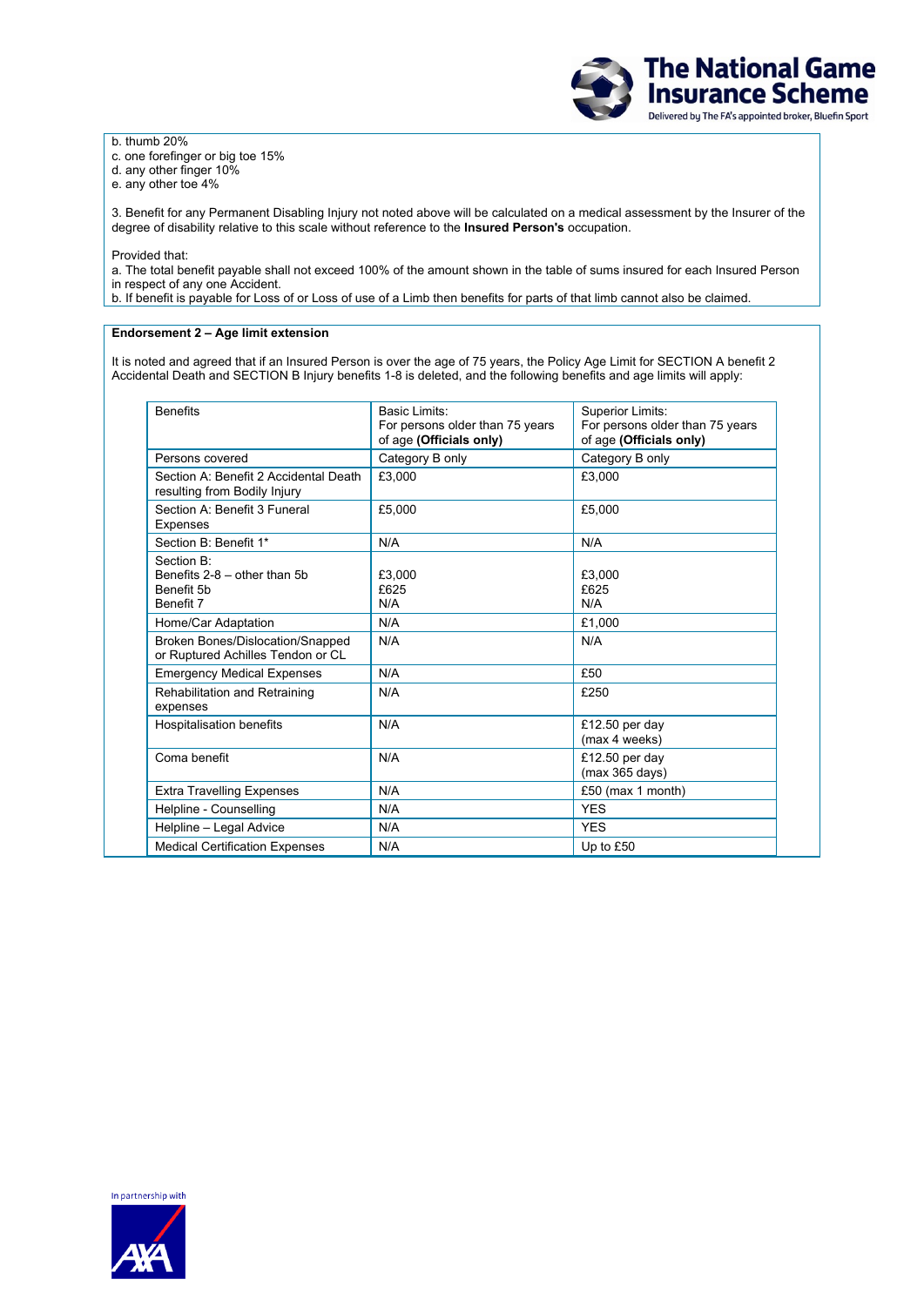b. thumb 20%
c. one forefinger or big toe 15%
d. any other finger 10%
e. any other toe 4%

3. Benefit for any Permanent Disabling Injury not noted above will be calculated on a medical assessment by the Insurer of the degree of disability relative to this scale without reference to the **Insured Person's** occupation.

Provided that:
a. The total benefit payable shall not exceed 100% of the amount shown in the table of sums insured for each Insured Person in respect of any one Accident.
b. If benefit is payable for Loss of or Loss of use of a Limb then benefits for parts of that limb cannot also be claimed.

**Endorsement 2 – Age limit extension**

It is noted and agreed that if an Insured Person is over the age of 75 years, the Policy Age Limit for SECTION A benefit 2 Accidental Death and SECTION B Injury benefits 1-8 is deleted, and the following benefits and age limits will apply:

| Benefits | Basic Limits: For persons older than 75 years of age **(Officials only)** | Superior Limits: For persons older than 75 years of age **(Officials only)** |
|---|---|---|
| Persons covered | Category B only | Category B only |
| Section A: Benefit 2 Accidental Death resulting from Bodily Injury | £3,000 | £3,000 |
| Section A: Benefit 3 Funeral Expenses | £5,000 | £5,000 |
| Section B: Benefit 1* | N/A | N/A |
| Section B:<br>Benefits 2-8 – other than 5b<br>Benefit 5b<br>Benefit 7 | <br>£3,000<br>£625<br>N/A | <br>£3,000<br>£625<br>N/A |
| Home/Car Adaptation | N/A | £1,000 |
| Broken Bones/Dislocation/Snapped or Ruptured Achilles Tendon or CL | N/A | N/A |
| Emergency Medical Expenses | N/A | £50 |
| Rehabilitation and Retraining expenses | N/A | £250 |
| Hospitalisation benefits | N/A | £12.50 per day (max 4 weeks) |
| Coma benefit | N/A | £12.50 per day (max 365 days) |
| Extra Travelling Expenses | N/A | £50 (max 1 month) |
| Helpline - Counselling | N/A | YES |
| Helpline – Legal Advice | N/A | YES |
| Medical Certification Expenses | N/A | Up to £50 |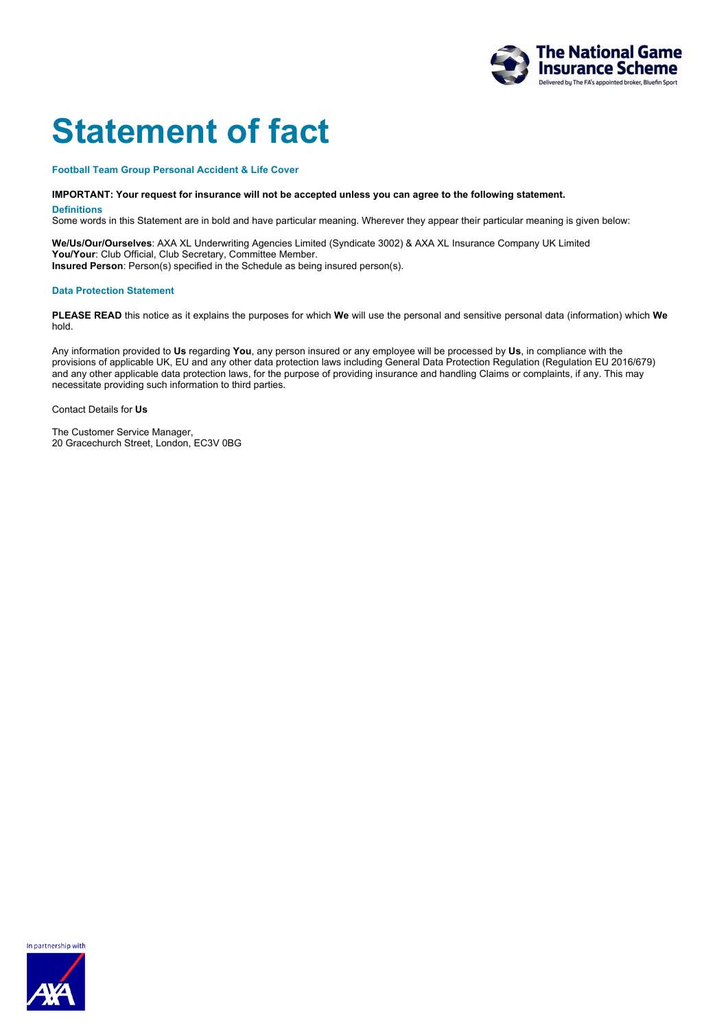# Statement of fact

**Football Team Group Personal Accident & Life Cover**

**IMPORTANT: Your request for insurance will not be accepted unless you can agree to the following statement.**

### Definitions

Some words in this Statement are in bold and have particular meaning. Wherever they appear their particular meaning is given below:

**We/Us/Our/Ourselves**: AXA XL Underwriting Agencies Limited (Syndicate 3002) & AXA XL Insurance Company UK Limited
**You/Your**: Club Official, Club Secretary, Committee Member.
**Insured Person**: Person(s) specified in the Schedule as being insured person(s).

### Data Protection Statement

**PLEASE READ** this notice as it explains the purposes for which **We** will use the personal and sensitive personal data (information) which **We** hold.

Any information provided to **Us** regarding **You**, any person insured or any employee will be processed by **Us**, in compliance with the provisions of applicable UK, EU and any other data protection laws including General Data Protection Regulation (Regulation EU 2016/679) and any other applicable data protection laws, for the purpose of providing insurance and handling Claims or complaints, if any. This may necessitate providing such information to third parties.

Contact Details for **Us**

The Customer Service Manager,
20 Gracechurch Street, London, EC3V 0BG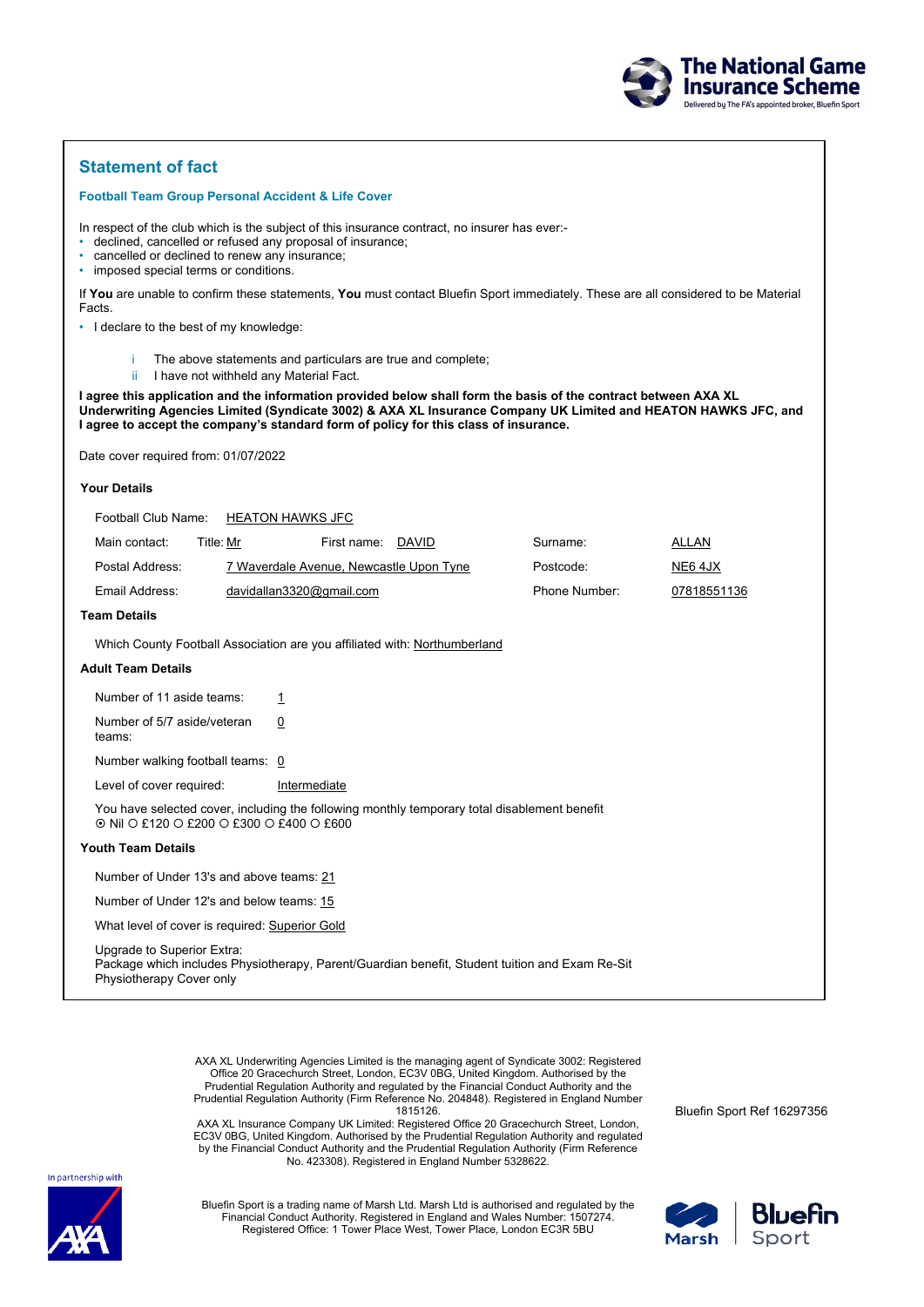The National Game Insurance Scheme
Delivered by The FA's appointed broker, Bluefin Sport

## Statement of fact

### Football Team Group Personal Accident & Life Cover

In respect of the club which is the subject of this insurance contract, no insurer has ever:-

- declined, cancelled or refused any proposal of insurance;
- cancelled or declined to renew any insurance;
- imposed special terms or conditions.

If **You** are unable to confirm these statements, **You** must contact Bluefin Sport immediately. These are all considered to be Material Facts.

- I declare to the best of my knowledge:

  i. The above statements and particulars are true and complete;
  ii. I have not withheld any Material Fact.

**I agree this application and the information provided below shall form the basis of the contract between AXA XL Underwriting Agencies Limited (Syndicate 3002) & AXA XL Insurance Company UK Limited and HEATON HAWKS JFC, and I agree to accept the company's standard form of policy for this class of insurance.**

Date cover required from: 01/07/2022

**Your Details**

Football Club Name: HEATON HAWKS JFC

Main contact: Title: Mr First name: DAVID Surname: ALLAN

Postal Address: 7 Waverdale Avenue, Newcastle Upon Tyne Postcode: NE6 4JX

Email Address: davidallan3320@gmail.com Phone Number: 07818551136

**Team Details**

Which County Football Association are you affiliated with: Northumberland

**Adult Team Details**

Number of 11 aside teams: 1

Number of 5/7 aside/veteran teams: 0

Number walking football teams: 0

Level of cover required: Intermediate

You have selected cover, including the following monthly temporary total disablement benefit
⦿ Nil ○ £120 ○ £200 ○ £300 ○ £400 ○ £600

**Youth Team Details**

Number of Under 13's and above teams: 21

Number of Under 12's and below teams: 15

What level of cover is required: Superior Gold

Upgrade to Superior Extra:
Package which includes Physiotherapy, Parent/Guardian benefit, Student tuition and Exam Re-Sit
Physiotherapy Cover only

AXA XL Underwriting Agencies Limited is the managing agent of Syndicate 3002: Registered Office 20 Gracechurch Street, London, EC3V 0BG, United Kingdom. Authorised by the Prudential Regulation Authority and regulated by the Financial Conduct Authority and the Prudential Regulation Authority (Firm Reference No. 204848). Registered in England Number 1815126.
AXA XL Insurance Company UK Limited: Registered Office 20 Gracechurch Street, London, EC3V 0BG, United Kingdom. Authorised by the Prudential Regulation Authority and regulated by the Financial Conduct Authority and the Prudential Regulation Authority (Firm Reference No. 423308). Registered in England Number 5328622.

Bluefin Sport Ref 16297356

In partnership with AXA

Bluefin Sport is a trading name of Marsh Ltd. Marsh Ltd is authorised and regulated by the Financial Conduct Authority. Registered in England and Wales Number: 1507274. Registered Office: 1 Tower Place West, Tower Place, London EC3R 5BU

Marsh | Bluefin Sport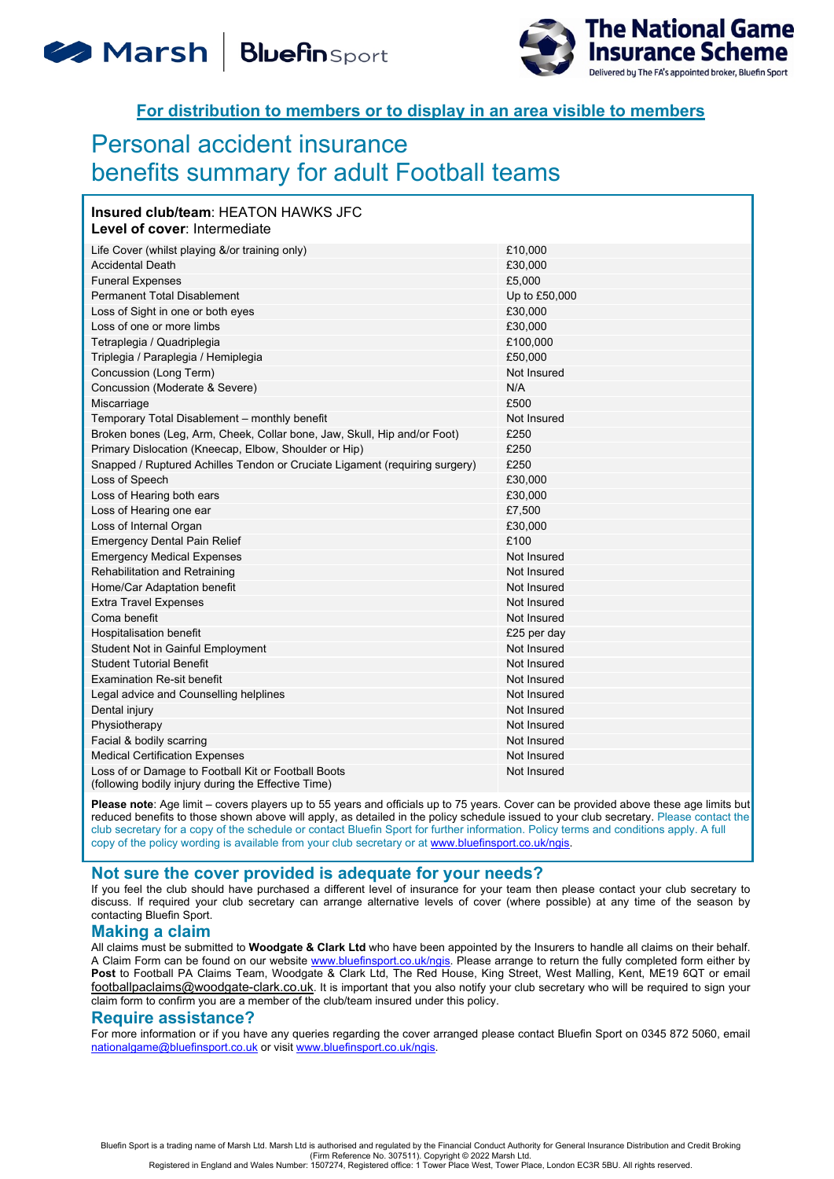Marsh | Bluefin Sport

The National Game Insurance Scheme
Delivered by The FA's appointed broker, Bluefin Sport

**For distribution to members or to display in an area visible to members**

# Personal accident insurance benefits summary for adult Football teams

**Insured club/team**: HEATON HAWKS JFC
**Level of cover**: Intermediate

| Benefit | Amount |
|---|---|
| Life Cover (whilst playing &/or training only) | £10,000 |
| Accidental Death | £30,000 |
| Funeral Expenses | £5,000 |
| Permanent Total Disablement | Up to £50,000 |
| Loss of Sight in one or both eyes | £30,000 |
| Loss of one or more limbs | £30,000 |
| Tetraplegia / Quadriplegia | £100,000 |
| Triplegia / Paraplegia / Hemiplegia | £50,000 |
| Concussion (Long Term) | Not Insured |
| Concussion (Moderate & Severe) | N/A |
| Miscarriage | £500 |
| Temporary Total Disablement – monthly benefit | Not Insured |
| Broken bones (Leg, Arm, Cheek, Collar bone, Jaw, Skull, Hip and/or Foot) | £250 |
| Primary Dislocation (Kneecap, Elbow, Shoulder or Hip) | £250 |
| Snapped / Ruptured Achilles Tendon or Cruciate Ligament (requiring surgery) | £250 |
| Loss of Speech | £30,000 |
| Loss of Hearing both ears | £30,000 |
| Loss of Hearing one ear | £7,500 |
| Loss of Internal Organ | £30,000 |
| Emergency Dental Pain Relief | £100 |
| Emergency Medical Expenses | Not Insured |
| Rehabilitation and Retraining | Not Insured |
| Home/Car Adaptation benefit | Not Insured |
| Extra Travel Expenses | Not Insured |
| Coma benefit | Not Insured |
| Hospitalisation benefit | £25 per day |
| Student Not in Gainful Employment | Not Insured |
| Student Tutorial Benefit | Not Insured |
| Examination Re-sit benefit | Not Insured |
| Legal advice and Counselling helplines | Not Insured |
| Dental injury | Not Insured |
| Physiotherapy | Not Insured |
| Facial & bodily scarring | Not Insured |
| Medical Certification Expenses | Not Insured |
| Loss of or Damage to Football Kit or Football Boots (following bodily injury during the Effective Time) | Not Insured |

**Please note**: Age limit – covers players up to 55 years and officials up to 75 years. Cover can be provided above these age limits but reduced benefits to those shown above will apply, as detailed in the policy schedule issued to your club secretary. Please contact the club secretary for a copy of the schedule or contact Bluefin Sport for further information. Policy terms and conditions apply. A full copy of the policy wording is available from your club secretary or at www.bluefinsport.co.uk/ngis.

## Not sure the cover provided is adequate for your needs?

If you feel the club should have purchased a different level of insurance for your team then please contact your club secretary to discuss. If required your club secretary can arrange alternative levels of cover (where possible) at any time of the season by contacting Bluefin Sport.

## Making a claim

All claims must be submitted to **Woodgate & Clark Ltd** who have been appointed by the Insurers to handle all claims on their behalf. A Claim Form can be found on our website www.bluefinsport.co.uk/ngis. Please arrange to return the fully completed form either by **Post** to Football PA Claims Team, Woodgate & Clark Ltd, The Red House, King Street, West Malling, Kent, ME19 6QT or email footballpaclaims@woodgate-clark.co.uk. It is important that you also notify your club secretary who will be required to sign your claim form to confirm you are a member of the club/team insured under this policy.

## Require assistance?

For more information or if you have any queries regarding the cover arranged please contact Bluefin Sport on 0345 872 5060, email nationalgame@bluefinsport.co.uk or visit www.bluefinsport.co.uk/ngis.

Bluefin Sport is a trading name of Marsh Ltd. Marsh Ltd is authorised and regulated by the Financial Conduct Authority for General Insurance Distribution and Credit Broking (Firm Reference No. 307511). Copyright © 2022 Marsh Ltd.
Registered in England and Wales Number: 1507274, Registered office: 1 Tower Place West, Tower Place, London EC3R 5BU. All rights reserved.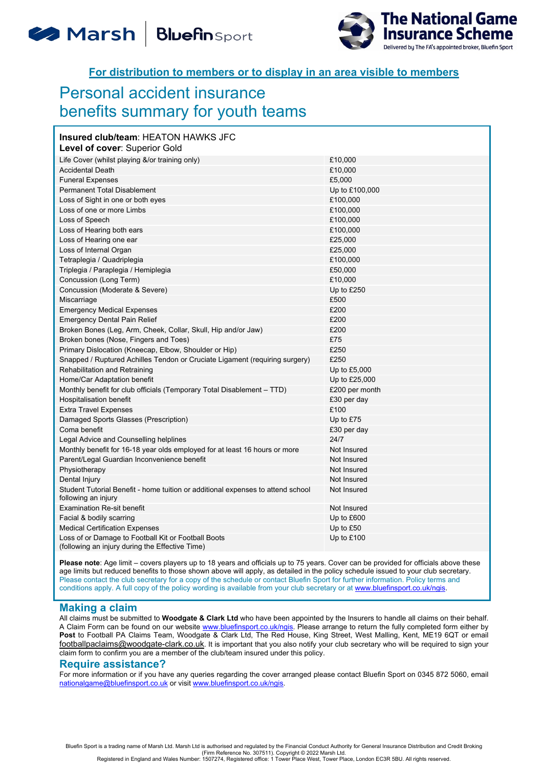**For distribution to members or to display in an area visible to members**

# Personal accident insurance benefits summary for youth teams

**Insured club/team**: HEATON HAWKS JFC
**Level of cover**: Superior Gold

| | |
|---|---|
| Life Cover (whilst playing &/or training only) | £10,000 |
| Accidental Death | £10,000 |
| Funeral Expenses | £5,000 |
| Permanent Total Disablement | Up to £100,000 |
| Loss of Sight in one or both eyes | £100,000 |
| Loss of one or more Limbs | £100,000 |
| Loss of Speech | £100,000 |
| Loss of Hearing both ears | £100,000 |
| Loss of Hearing one ear | £25,000 |
| Loss of Internal Organ | £25,000 |
| Tetraplegia / Quadriplegia | £100,000 |
| Triplegia / Paraplegia / Hemiplegia | £50,000 |
| Concussion (Long Term) | £10,000 |
| Concussion (Moderate & Severe) | Up to £250 |
| Miscarriage | £500 |
| Emergency Medical Expenses | £200 |
| Emergency Dental Pain Relief | £200 |
| Broken Bones (Leg, Arm, Cheek, Collar, Skull, Hip and/or Jaw) | £200 |
| Broken bones (Nose, Fingers and Toes) | £75 |
| Primary Dislocation (Kneecap, Elbow, Shoulder or Hip) | £250 |
| Snapped / Ruptured Achilles Tendon or Cruciate Ligament (requiring surgery) | £250 |
| Rehabilitation and Retraining | Up to £5,000 |
| Home/Car Adaptation benefit | Up to £25,000 |
| Monthly benefit for club officials (Temporary Total Disablement – TTD) | £200 per month |
| Hospitalisation benefit | £30 per day |
| Extra Travel Expenses | £100 |
| Damaged Sports Glasses (Prescription) | Up to £75 |
| Coma benefit | £30 per day |
| Legal Advice and Counselling helplines | 24/7 |
| Monthly benefit for 16-18 year olds employed for at least 16 hours or more | Not Insured |
| Parent/Legal Guardian Inconvenience benefit | Not Insured |
| Physiotherapy | Not Insured |
| Dental Injury | Not Insured |
| Student Tutorial Benefit - home tuition or additional expenses to attend school following an injury | Not Insured |
| Examination Re-sit benefit | Not Insured |
| Facial & bodily scarring | Up to £600 |
| Medical Certification Expenses | Up to £50 |
| Loss of or Damage to Football Kit or Football Boots (following an injury during the Effective Time) | Up to £100 |

**Please note**: Age limit – covers players up to 18 years and officials up to 75 years. Cover can be provided for officials above these age limits but reduced benefits to those shown above will apply, as detailed in the policy schedule issued to your club secretary. Please contact the club secretary for a copy of the schedule or contact Bluefin Sport for further information. Policy terms and conditions apply. A full copy of the policy wording is available from your club secretary or at www.bluefinsport.co.uk/ngis.

## Making a claim

All claims must be submitted to **Woodgate & Clark Ltd** who have been appointed by the Insurers to handle all claims on their behalf. A Claim Form can be found on our website www.bluefinsport.co.uk/ngis. Please arrange to return the fully completed form either by **Post** to Football PA Claims Team, Woodgate & Clark Ltd, The Red House, King Street, West Malling, Kent, ME19 6QT or email footballpaclaims@woodgate-clark.co.uk. It is important that you also notify your club secretary who will be required to sign your claim form to confirm you are a member of the club/team insured under this policy.

## Require assistance?

For more information or if you have any queries regarding the cover arranged please contact Bluefin Sport on 0345 872 5060, email nationalgame@bluefinsport.co.uk or visit www.bluefinsport.co.uk/ngis.

Bluefin Sport is a trading name of Marsh Ltd. Marsh Ltd is authorised and regulated by the Financial Conduct Authority for General Insurance Distribution and Credit Broking (Firm Reference No. 307511). Copyright © 2022 Marsh Ltd.
Registered in England and Wales Number: 1507274, Registered office: 1 Tower Place West, Tower Place, London EC3R 5BU. All rights reserved.